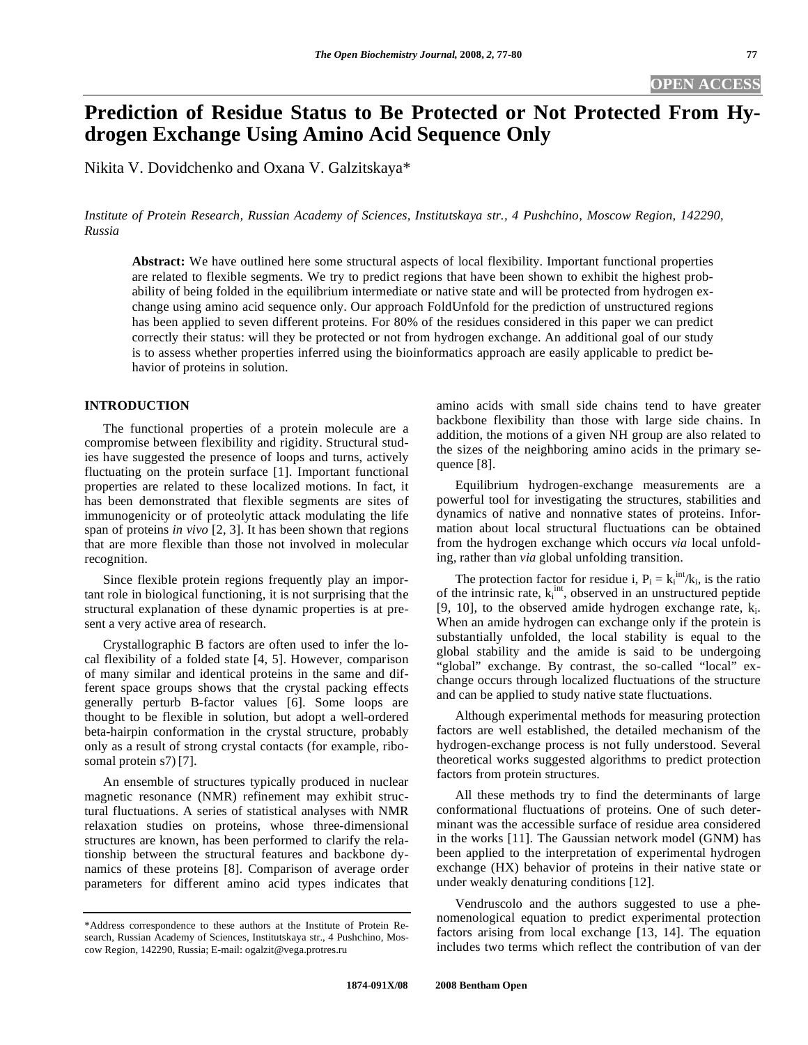# Prediction of Residue Status to Be Protected or Not Protected From Hydrogen Exchange Using Amino Acid Sequence Only

Nikita V. Dovidchenko and Oxana V. Galzitskaya*

*Institute of Protein Research, Russian Academy of Sciences, Institutskaya str., 4 Pushchino, Moscow Region, 142290, Russia*

**Abstract:** We have outlined here some structural aspects of local flexibility. Important functional properties are related to flexible segments. We try to predict regions that have been shown to exhibit the highest probability of being folded in the equilibrium intermediate or native state and will be protected from hydrogen exchange using amino acid sequence only. Our approach FoldUnfold for the prediction of unstructured regions has been applied to seven different proteins. For 80% of the residues considered in this paper we can predict correctly their status: will they be protected or not from hydrogen exchange. An additional goal of our study is to assess whether properties inferred using the bioinformatics approach are easily applicable to predict behavior of proteins in solution.

## INTRODUCTION

The functional properties of a protein molecule are a compromise between flexibility and rigidity. Structural studies have suggested the presence of loops and turns, actively fluctuating on the protein surface [1]. Important functional properties are related to these localized motions. In fact, it has been demonstrated that flexible segments are sites of immunogenicity or of proteolytic attack modulating the life span of proteins *in vivo* [2, 3]. It has been shown that regions that are more flexible than those not involved in molecular recognition.

Since flexible protein regions frequently play an important role in biological functioning, it is not surprising that the structural explanation of these dynamic properties is at present a very active area of research.

Crystallographic B factors are often used to infer the local flexibility of a folded state [4, 5]. However, comparison of many similar and identical proteins in the same and different space groups shows that the crystal packing effects generally perturb B-factor values [6]. Some loops are thought to be flexible in solution, but adopt a well-ordered beta-hairpin conformation in the crystal structure, probably only as a result of strong crystal contacts (for example, ribosomal protein s7) [7].

An ensemble of structures typically produced in nuclear magnetic resonance (NMR) refinement may exhibit structural fluctuations. A series of statistical analyses with NMR relaxation studies on proteins, whose three-dimensional structures are known, has been performed to clarify the relationship between the structural features and backbone dynamics of these proteins [8]. Comparison of average order parameters for different amino acid types indicates that amino acids with small side chains tend to have greater backbone flexibility than those with large side chains. In addition, the motions of a given NH group are also related to the sizes of the neighboring amino acids in the primary sequence [8].

Equilibrium hydrogen-exchange measurements are a powerful tool for investigating the structures, stabilities and dynamics of native and nonnative states of proteins. Information about local structural fluctuations can be obtained from the hydrogen exchange which occurs *via* local unfolding, rather than *via* global unfolding transition.

The protection factor for residue i, $P_i = k_i^{int}/k_i$, is the ratio of the intrinsic rate, $k_i^{int}$, observed in an unstructured peptide [9, 10], to the observed amide hydrogen exchange rate, $k_i$. When an amide hydrogen can exchange only if the protein is substantially unfolded, the local stability is equal to the global stability and the amide is said to be undergoing "global" exchange. By contrast, the so-called "local" exchange occurs through localized fluctuations of the structure and can be applied to study native state fluctuations.

Although experimental methods for measuring protection factors are well established, the detailed mechanism of the hydrogen-exchange process is not fully understood. Several theoretical works suggested algorithms to predict protection factors from protein structures.

All these methods try to find the determinants of large conformational fluctuations of proteins. One of such determinant was the accessible surface of residue area considered in the works [11]. The Gaussian network model (GNM) has been applied to the interpretation of experimental hydrogen exchange (HX) behavior of proteins in their native state or under weakly denaturing conditions [12].

Vendruscolo and the authors suggested to use a phenomenological equation to predict experimental protection factors arising from local exchange [13, 14]. The equation includes two terms which reflect the contribution of van der

*Address correspondence to these authors at the Institute of Protein Research, Russian Academy of Sciences, Institutskaya str., 4 Pushchino, Moscow Region, 142290, Russia; E-mail: ogalzit@vega.protres.ru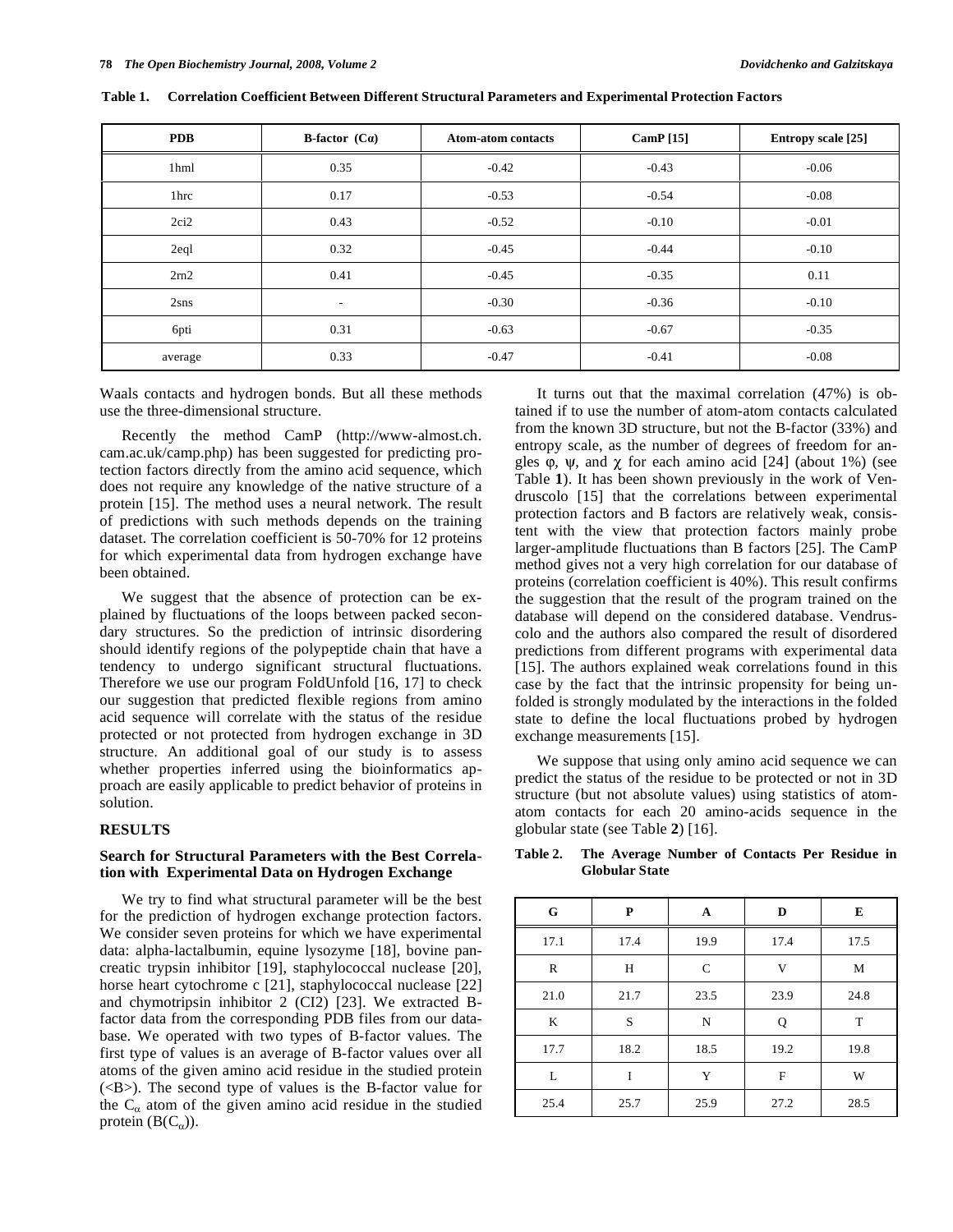**Table 1. Correlation Coefficient Between Different Structural Parameters and Experimental Protection Factors**

| PDB | B-factor (Cα) | Atom-atom contacts | CamP [15] | Entropy scale [25] |
|---|---|---|---|---|
| 1hml | 0.35 | -0.42 | -0.43 | -0.06 |
| 1hrc | 0.17 | -0.53 | -0.54 | -0.08 |
| 2ci2 | 0.43 | -0.52 | -0.10 | -0.01 |
| 2eql | 0.32 | -0.45 | -0.44 | -0.10 |
| 2rn2 | 0.41 | -0.45 | -0.35 | 0.11 |
| 2sns | - | -0.30 | -0.36 | -0.10 |
| 6pti | 0.31 | -0.63 | -0.67 | -0.35 |
| average | 0.33 | -0.47 | -0.41 | -0.08 |

Waals contacts and hydrogen bonds. But all these methods use the three-dimensional structure.

Recently the method CamP (http://www-almost.ch.cam.ac.uk/camp.php) has been suggested for predicting protection factors directly from the amino acid sequence, which does not require any knowledge of the native structure of a protein [15]. The method uses a neural network. The result of predictions with such methods depends on the training dataset. The correlation coefficient is 50-70% for 12 proteins for which experimental data from hydrogen exchange have been obtained.

We suggest that the absence of protection can be explained by fluctuations of the loops between packed secondary structures. So the prediction of intrinsic disordering should identify regions of the polypeptide chain that have a tendency to undergo significant structural fluctuations. Therefore we use our program FoldUnfold [16, 17] to check our suggestion that predicted flexible regions from amino acid sequence will correlate with the status of the residue protected or not protected from hydrogen exchange in 3D structure. An additional goal of our study is to assess whether properties inferred using the bioinformatics approach are easily applicable to predict behavior of proteins in solution.

## RESULTS

### Search for Structural Parameters with the Best Correlation with Experimental Data on Hydrogen Exchange

We try to find what structural parameter will be the best for the prediction of hydrogen exchange protection factors. We consider seven proteins for which we have experimental data: alpha-lactalbumin, equine lysozyme [18], bovine pancreatic trypsin inhibitor [19], staphylococcal nuclease [20], horse heart cytochrome c [21], staphylococcal nuclease [22] and chymotripsin inhibitor 2 (CI2) [23]. We extracted B-factor data from the corresponding PDB files from our database. We operated with two types of B-factor values. The first type of values is an average of B-factor values over all atoms of the given amino acid residue in the studied protein (<B>). The second type of values is the B-factor value for the $C_{\alpha}$ atom of the given amino acid residue in the studied protein ($B(C_{\alpha})$).

It turns out that the maximal correlation (47%) is obtained if to use the number of atom-atom contacts calculated from the known 3D structure, but not the B-factor (33%) and entropy scale, as the number of degrees of freedom for angles $\varphi$, $\psi$, and $\chi$ for each amino acid [24] (about 1%) (see Table **1**). It has been shown previously in the work of Vendruscolo [15] that the correlations between experimental protection factors and B factors are relatively weak, consistent with the view that protection factors mainly probe larger-amplitude fluctuations than B factors [25]. The CamP method gives not a very high correlation for our database of proteins (correlation coefficient is 40%). This result confirms the suggestion that the result of the program trained on the database will depend on the considered database. Vendruscolo and the authors also compared the result of disordered predictions from different programs with experimental data [15]. The authors explained weak correlations found in this case by the fact that the intrinsic propensity for being unfolded is strongly modulated by the interactions in the folded state to define the local fluctuations probed by hydrogen exchange measurements [15].

We suppose that using only amino acid sequence we can predict the status of the residue to be protected or not in 3D structure (but not absolute values) using statistics of atom-atom contacts for each 20 amino-acids sequence in the globular state (see Table **2**) [16].

**Table 2. The Average Number of Contacts Per Residue in Globular State**

| G | P | A | D | E |
|---|---|---|---|---|
| 17.1 | 17.4 | 19.9 | 17.4 | 17.5 |
| R | H | C | V | M |
| 21.0 | 21.7 | 23.5 | 23.9 | 24.8 |
| K | S | N | Q | T |
| 17.7 | 18.2 | 18.5 | 19.2 | 19.8 |
| L | I | Y | F | W |
| 25.4 | 25.7 | 25.9 | 27.2 | 28.5 |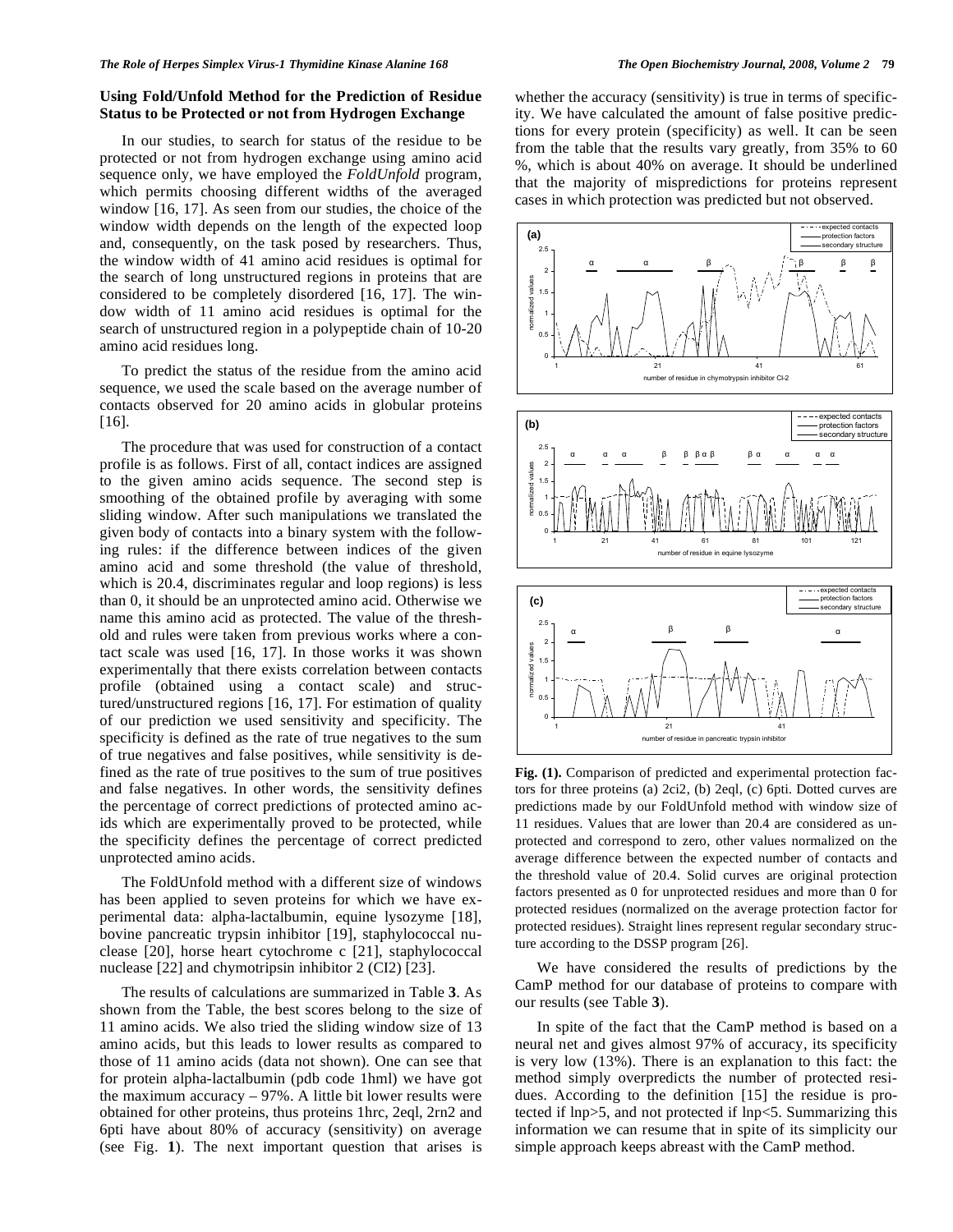### Using Fold/Unfold Method for the Prediction of Residue Status to be Protected or not from Hydrogen Exchange

In our studies, to search for status of the residue to be protected or not from hydrogen exchange using amino acid sequence only, we have employed the *FoldUnfold* program, which permits choosing different widths of the averaged window [16, 17]. As seen from our studies, the choice of the window width depends on the length of the expected loop and, consequently, on the task posed by researchers. Thus, the window width of 41 amino acid residues is optimal for the search of long unstructured regions in proteins that are considered to be completely disordered [16, 17]. The window width of 11 amino acid residues is optimal for the search of unstructured region in a polypeptide chain of 10-20 amino acid residues long.

To predict the status of the residue from the amino acid sequence, we used the scale based on the average number of contacts observed for 20 amino acids in globular proteins [16].

The procedure that was used for construction of a contact profile is as follows. First of all, contact indices are assigned to the given amino acids sequence. The second step is smoothing of the obtained profile by averaging with some sliding window. After such manipulations we translated the given body of contacts into a binary system with the following rules: if the difference between indices of the given amino acid and some threshold (the value of threshold, which is 20.4, discriminates regular and loop regions) is less than 0, it should be an unprotected amino acid. Otherwise we name this amino acid as protected. The value of the threshold and rules were taken from previous works where a contact scale was used [16, 17]. In those works it was shown experimentally that there exists correlation between contacts profile (obtained using a contact scale) and structured/unstructured regions [16, 17]. For estimation of quality of our prediction we used sensitivity and specificity. The specificity is defined as the rate of true negatives to the sum of true negatives and false positives, while sensitivity is defined as the rate of true positives to the sum of true positives and false negatives. In other words, the sensitivity defines the percentage of correct predictions of protected amino acids which are experimentally proved to be protected, while the specificity defines the percentage of correct predicted unprotected amino acids.

The FoldUnfold method with a different size of windows has been applied to seven proteins for which we have experimental data: alpha-lactalbumin, equine lysozyme [18], bovine pancreatic trypsin inhibitor [19], staphylococcal nuclease [20], horse heart cytochrome c [21], staphylococcal nuclease [22] and chymotripsin inhibitor 2 (CI2) [23].

The results of calculations are summarized in Table **3**. As shown from the Table, the best scores belong to the size of 11 amino acids. We also tried the sliding window size of 13 amino acids, but this leads to lower results as compared to those of 11 amino acids (data not shown). One can see that for protein alpha-lactalbumin (pdb code 1hml) we have got the maximum accuracy – 97%. A little bit lower results were obtained for other proteins, thus proteins 1hrc, 2eql, 2rn2 and 6pti have about 80% of accuracy (sensitivity) on average (see Fig. **1**). The next important question that arises is whether the accuracy (sensitivity) is true in terms of specificity. We have calculated the amount of false positive predictions for every protein (specificity) as well. It can be seen from the table that the results vary greatly, from 35% to 60 %, which is about 40% on average. It should be underlined that the majority of mispredictions for proteins represent cases in which protection was predicted but not observed.

(a)
expected contacts
protection factors
secondary structure
α α β β β β
normalized values
0 0.5 1 1.5 2 2.5
1 21 41 61
number of residue in chymotrypsin inhibitor CI-2

(b)
expected contacts
protection factors
secondary structure
α α α β β β α β β α α α α
normalized values
0 0.5 1 1.5 2 2.5
1 21 41 61 81 101 121
number of residue in equine lysozyme

(c)
expected contacts
protection factors
secondary structure
α β β α
normalized values
0 0.5 1 1.5 2 2.5
1 21 41
number of residue in pancreatic trypsin inhibitor

**Fig. (1).** Comparison of predicted and experimental protection factors for three proteins (a) 2ci2, (b) 2eql, (c) 6pti. Dotted curves are predictions made by our FoldUnfold method with window size of 11 residues. Values that are lower than 20.4 are considered as unprotected and correspond to zero, other values normalized on the average difference between the expected number of contacts and the threshold value of 20.4. Solid curves are original protection factors presented as 0 for unprotected residues and more than 0 for protected residues (normalized on the average protection factor for protected residues). Straight lines represent regular secondary structure according to the DSSP program [26].

We have considered the results of predictions by the CamP method for our database of proteins to compare with our results (see Table **3**).

In spite of the fact that the CamP method is based on a neural net and gives almost 97% of accuracy, its specificity is very low (13%). There is an explanation to this fact: the method simply overpredicts the number of protected residues. According to the definition [15] the residue is protected if $\ln p > 5$, and not protected if $\ln p < 5$. Summarizing this information we can resume that in spite of its simplicity our simple approach keeps abreast with the CamP method.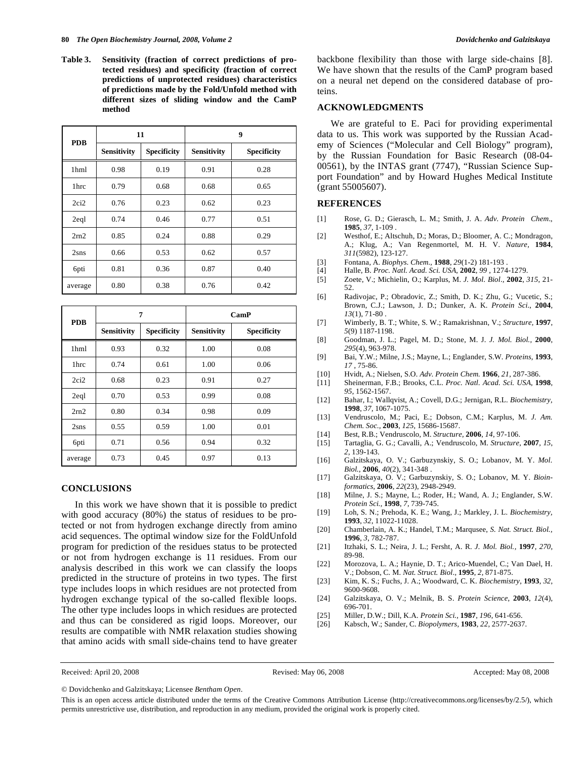**Table 3. Sensitivity (fraction of correct predictions of protected residues) and specificity (fraction of correct predictions of unprotected residues) characteristics of predictions made by the Fold/Unfold method with different sizes of sliding window and the CamP method**

| PDB | 11 | | 9 | |
|---|---|---|---|---|
| | Sensitivity | Specificity | Sensitivity | Specificity |
| 1hml | 0.98 | 0.19 | 0.91 | 0.28 |
| 1hrc | 0.79 | 0.68 | 0.68 | 0.65 |
| 2ci2 | 0.76 | 0.23 | 0.62 | 0.23 |
| 2eql | 0.74 | 0.46 | 0.77 | 0.51 |
| 2rn2 | 0.85 | 0.24 | 0.88 | 0.29 |
| 2sns | 0.66 | 0.53 | 0.62 | 0.57 |
| 6pti | 0.81 | 0.36 | 0.87 | 0.40 |
| average | 0.80 | 0.38 | 0.76 | 0.42 |

| PDB | 7 | | CamP | |
|---|---|---|---|---|
| | Sensitivity | Specificity | Sensitivity | Specificity |
| 1hml | 0.93 | 0.32 | 1.00 | 0.08 |
| 1hrc | 0.74 | 0.61 | 1.00 | 0.06 |
| 2ci2 | 0.68 | 0.23 | 0.91 | 0.27 |
| 2eql | 0.70 | 0.53 | 0.99 | 0.08 |
| 2rn2 | 0.80 | 0.34 | 0.98 | 0.09 |
| 2sns | 0.55 | 0.59 | 1.00 | 0.01 |
| 6pti | 0.71 | 0.56 | 0.94 | 0.32 |
| average | 0.73 | 0.45 | 0.97 | 0.13 |

## CONCLUSIONS

In this work we have shown that it is possible to predict with good accuracy (80%) the status of residues to be protected or not from hydrogen exchange directly from amino acid sequences. The optimal window size for the FoldUnfold program for prediction of the residues status to be protected or not from hydrogen exchange is 11 residues. From our analysis described in this work we can classify the loops predicted in the structure of proteins in two types. The first type includes loops in which residues are not protected from hydrogen exchange typical of the so-called flexible loops. The other type includes loops in which residues are protected and thus can be considered as rigid loops. Moreover, our results are compatible with NMR relaxation studies showing that amino acids with small side-chains tend to have greater backbone flexibility than those with large side-chains [8]. We have shown that the results of the CamP program based on a neural net depend on the considered database of proteins.

## ACKNOWLEDGMENTS

We are grateful to E. Paci for providing experimental data to us. This work was supported by the Russian Academy of Sciences ("Molecular and Cell Biology" program), by the Russian Foundation for Basic Research (08-04-00561), by the INTAS grant (7747), "Russian Science Support Foundation" and by Howard Hughes Medical Institute (grant 55005607).

## REFERENCES

[1] Rose, G. D.; Gierasch, L. M.; Smith, J. A. *Adv. Protein Chem.*, **1985**, *37*, 1-109 .

[2] Westhof, E.; Altschuh, D.; Moras, D.; Bloomer, A. C.; Mondragon, A.; Klug, A.; Van Regenmortel, M. H. V. *Nature*, **1984**, *311*(5982), 123-127.

[3] Fontana, A. *Biophys. Chem.*, **1988**, *29*(1-2) 181-193 .

[4] Halle, B. *Proc. Natl. Acad. Sci. USA*, **2002**, *99* , 1274-1279.

[5] Zoete, V.; Michielin, O.; Karplus, M. *J. Mol. Biol.*, **2002**, *315*, 21-52.

[6] Radivojac, P.; Obradovic, Z.; Smith, D. K.; Zhu, G.; Vucetic, S.; Brown, C.J.; Lawson, J. D.; Dunker, A. K. *Protein Sci.*, **2004**, *13*(1), 71-80 .

[7] Wimberly, B. T.; White, S. W.; Ramakrishnan, V.; *Structure*, **1997**, *5*(9) 1187-1198.

[8] Goodman, J. L.; Pagel, M. D.; Stone, M. J. *J. Mol. Biol.*, **2000**, *295*(4), 963-978.

[9] Bai, Y.W.; Milne, J.S.; Mayne, L.; Englander, S.W. *Proteins*, **1993**, *17* , 75-86.

[10] Hvidt, A.; Nielsen, S.O. *Adv. Protein Chem.* **1966**, *21*, 287-386.

[11] Sheinerman, F.B.; Brooks, C.L. *Proc. Natl. Acad. Sci. USA*, **1998**, *95*, 1562-1567.

[12] Bahar, I.; Wallqvist, A.; Covell, D.G.; Jernigan, R.L. *Biochemistry*, **1998**, *37*, 1067-1075.

[13] Vendruscolo, M.; Paci, E.; Dobson, C.M.; Karplus, M. *J. Am. Chem. Soc.*, **2003**, *125*, 15686-15687.

[14] Best, R.B.; Vendruscolo, M. *Structure*, **2006**, *14*, 97-106.

[15] Tartaglia, G. G.; Cavalli, A.; Vendruscolo, M. *Structure*, **2007**, *15*, *2*, 139-143.

[16] Galzitskaya, O. V.; Garbuzynskiy, S. O.; Lobanov, M. Y. *Mol. Biol.*, **2006**, *40*(2), 341-348 .

[17] Galzitskaya, O. V.; Garbuzynskiy, S. O.; Lobanov, M. Y. *Bioinformatics*, **2006**, *22*(23), 2948-2949.

[18] Milne, J. S.; Mayne, L.; Roder, H.; Wand, A. J.; Englander, S.W. *Protein Sci.*, **1998**, *7*, 739-745.

[19] Loh, S. N.; Prehoda, K. E.; Wang, J.; Markley, J. L. *Biochemistry*, **1993**, *32*, 11022-11028.

[20] Chamberlain, A. K.; Handel, T.M.; Marqusee, *S. Nat. Struct. Biol.*, **1996**, *3*, 782-787.

[21] Itzhaki, S. L.; Neira, J. L.; Fersht, A. R. *J. Mol. Biol.*, **1997**, *270*, 89-98.

[22] Morozova, L. A.; Haynie, D. T.; Arico-Muendel, C.; Van Dael, H. V.; Dobson, C. M. *Nat. Struct. Biol.*, **1995**, *2*, 871-875.

[23] Kim, K. S.; Fuchs, J. A.; Woodward, C. K. *Biochemistry*, **1993**, *32*, 9600-9608.

[24] Galzitskaya, O. V.; Melnik, B. S. *Protein Science*, **2003**, *12*(4), 696-701.

[25] Miller, D.W.; Dill, K.A. *Protein Sci.*, **1987**, *196*, 641-656.

[26] Kabsch, W.; Sander, C. *Biopolymers*, **1983**, *22*, 2577-2637.

Received: April 20, 2008 Revised: May 06, 2008 Accepted: May 08, 2008

© Dovidchenko and Galzitskaya; Licensee *Bentham Open*.

This is an open access article distributed under the terms of the Creative Commons Attribution License (http://creativecommons.org/licenses/by/2.5/), which permits unrestrictive use, distribution, and reproduction in any medium, provided the original work is properly cited.